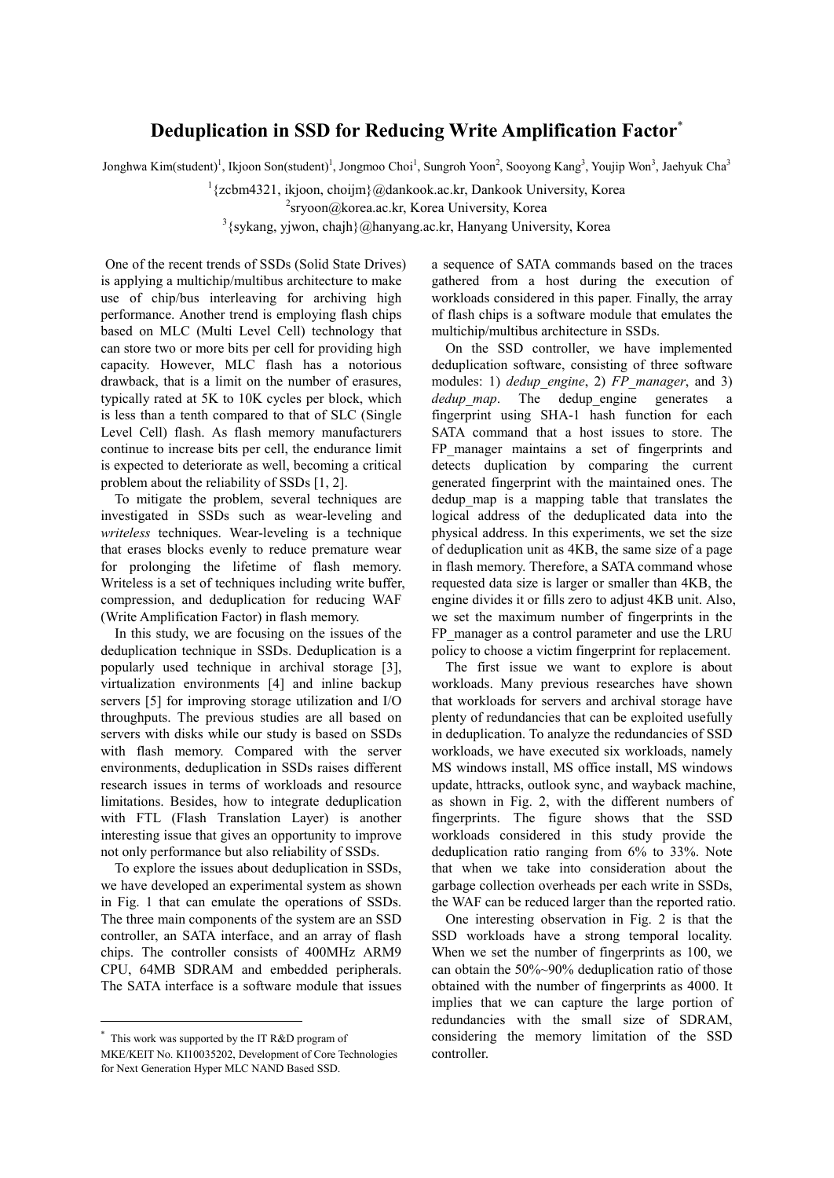# Deduplication in SSD for Reducing Write Amplification Factor*

Jonghwa Kim(student)[1], Ikjoon Son(student)[1], Jongmoo Choi[1], Sungroh Yoon[2], Sooyong Kang[3], Youjip Won[3], Jaehyuk Cha[3]

[1]{zcbm4321, ikjoon, choijm}@dankook.ac.kr, Dankook University, Korea

[2]sryoon@korea.ac.kr, Korea University, Korea

[3]{sykang, yjwon, chajh}@hanyang.ac.kr, Hanyang University, Korea

One of the recent trends of SSDs (Solid State Drives) is applying a multichip/multibus architecture to make use of chip/bus interleaving for archiving high performance. Another trend is employing flash chips based on MLC (Multi Level Cell) technology that can store two or more bits per cell for providing high capacity. However, MLC flash has a notorious drawback, that is a limit on the number of erasures, typically rated at 5K to 10K cycles per block, which is less than a tenth compared to that of SLC (Single Level Cell) flash. As flash memory manufacturers continue to increase bits per cell, the endurance limit is expected to deteriorate as well, becoming a critical problem about the reliability of SSDs [1, 2].

To mitigate the problem, several techniques are investigated in SSDs such as wear-leveling and *writeless* techniques. Wear-leveling is a technique that erases blocks evenly to reduce premature wear for prolonging the lifetime of flash memory. Writeless is a set of techniques including write buffer, compression, and deduplication for reducing WAF (Write Amplification Factor) in flash memory.

In this study, we are focusing on the issues of the deduplication technique in SSDs. Deduplication is a popularly used technique in archival storage [3], virtualization environments [4] and inline backup servers [5] for improving storage utilization and I/O throughputs. The previous studies are all based on servers with disks while our study is based on SSDs with flash memory. Compared with the server environments, deduplication in SSDs raises different research issues in terms of workloads and resource limitations. Besides, how to integrate deduplication with FTL (Flash Translation Layer) is another interesting issue that gives an opportunity to improve not only performance but also reliability of SSDs.

To explore the issues about deduplication in SSDs, we have developed an experimental system as shown in Fig. 1 that can emulate the operations of SSDs. The three main components of the system are an SSD controller, an SATA interface, and an array of flash chips. The controller consists of 400MHz ARM9 CPU, 64MB SDRAM and embedded peripherals. The SATA interface is a software module that issues a sequence of SATA commands based on the traces gathered from a host during the execution of workloads considered in this paper. Finally, the array of flash chips is a software module that emulates the multichip/multibus architecture in SSDs.

On the SSD controller, we have implemented deduplication software, consisting of three software modules: 1) *dedup_engine*, 2) *FP_manager*, and 3) *dedup_map*. The dedup_engine generates a fingerprint using SHA-1 hash function for each SATA command that a host issues to store. The FP_manager maintains a set of fingerprints and detects duplication by comparing the current generated fingerprint with the maintained ones. The dedup_map is a mapping table that translates the logical address of the deduplicated data into the physical address. In this experiments, we set the size of deduplication unit as 4KB, the same size of a page in flash memory. Therefore, a SATA command whose requested data size is larger or smaller than 4KB, the engine divides it or fills zero to adjust 4KB unit. Also, we set the maximum number of fingerprints in the FP_manager as a control parameter and use the LRU policy to choose a victim fingerprint for replacement.

The first issue we want to explore is about workloads. Many previous researches have shown that workloads for servers and archival storage have plenty of redundancies that can be exploited usefully in deduplication. To analyze the redundancies of SSD workloads, we have executed six workloads, namely MS windows install, MS office install, MS windows update, httracks, outlook sync, and wayback machine, as shown in Fig. 2, with the different numbers of fingerprints. The figure shows that the SSD workloads considered in this study provide the deduplication ratio ranging from 6% to 33%. Note that when we take into consideration about the garbage collection overheads per each write in SSDs, the WAF can be reduced larger than the reported ratio.

One interesting observation in Fig. 2 is that the SSD workloads have a strong temporal locality. When we set the number of fingerprints as 100, we can obtain the 50%~90% deduplication ratio of those obtained with the number of fingerprints as 4000. It implies that we can capture the large portion of redundancies with the small size of SDRAM, considering the memory limitation of the SSD controller.

\* This work was supported by the IT R&D program of MKE/KEIT No. KI10035202, Development of Core Technologies for Next Generation Hyper MLC NAND Based SSD.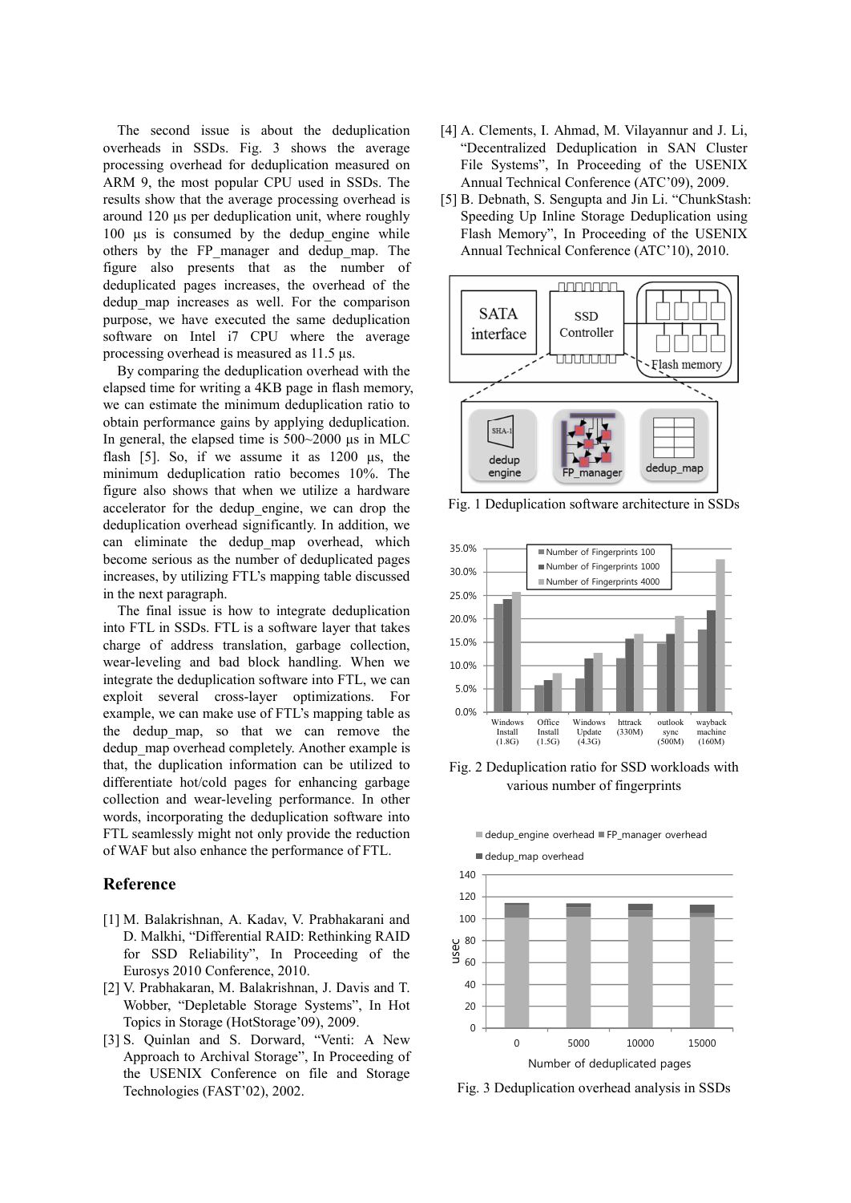The second issue is about the deduplication overheads in SSDs. Fig. 3 shows the average processing overhead for deduplication measured on ARM 9, the most popular CPU used in SSDs. The results show that the average processing overhead is around 120 µs per deduplication unit, where roughly 100 µs is consumed by the dedup_engine while others by the FP_manager and dedup_map. The figure also presents that as the number of deduplicated pages increases, the overhead of the dedup_map increases as well. For the comparison purpose, we have executed the same deduplication software on Intel i7 CPU where the average processing overhead is measured as 11.5 µs.

By comparing the deduplication overhead with the elapsed time for writing a 4KB page in flash memory, we can estimate the minimum deduplication ratio to obtain performance gains by applying deduplication. In general, the elapsed time is 500~2000 µs in MLC flash [5]. So, if we assume it as 1200 µs, the minimum deduplication ratio becomes 10%. The figure also shows that when we utilize a hardware accelerator for the dedup_engine, we can drop the deduplication overhead significantly. In addition, we can eliminate the dedup_map overhead, which become serious as the number of deduplicated pages increases, by utilizing FTL's mapping table discussed in the next paragraph.

The final issue is how to integrate deduplication into FTL in SSDs. FTL is a software layer that takes charge of address translation, garbage collection, wear-leveling and bad block handling. When we integrate the deduplication software into FTL, we can exploit several cross-layer optimizations. For example, we can make use of FTL's mapping table as the dedup_map, so that we can remove the dedup_map overhead completely. Another example is that, the duplication information can be utilized to differentiate hot/cold pages for enhancing garbage collection and wear-leveling performance. In other words, incorporating the deduplication software into FTL seamlessly might not only provide the reduction of WAF but also enhance the performance of FTL.

## Reference

[1] M. Balakrishnan, A. Kadav, V. Prabhakarani and D. Malkhi, "Differential RAID: Rethinking RAID for SSD Reliability", In Proceeding of the Eurosys 2010 Conference, 2010.

[2] V. Prabhakaran, M. Balakrishnan, J. Davis and T. Wobber, "Depletable Storage Systems", In Hot Topics in Storage (HotStorage'09), 2009.

[3] S. Quinlan and S. Dorward, "Venti: A New Approach to Archival Storage", In Proceeding of the USENIX Conference on file and Storage Technologies (FAST'02), 2002.

[4] A. Clements, I. Ahmad, M. Vilayannur and J. Li, "Decentralized Deduplication in SAN Cluster File Systems", In Proceeding of the USENIX Annual Technical Conference (ATC'09), 2009.

[5] B. Debnath, S. Sengupta and Jin Li. "ChunkStash: Speeding Up Inline Storage Deduplication using Flash Memory", In Proceeding of the USENIX Annual Technical Conference (ATC'10), 2010.

SATA interface
SSD Controller
Flash memory
SHA-1
dedup engine
FP_manager
dedup_map

Fig. 1 Deduplication software architecture in SSDs

Number of Fingerprints 100
Number of Fingerprints 1000
Number of Fingerprints 4000
35.0%
30.0%
25.0%
20.0%
15.0%
10.0%
5.0%
0.0%
Windows Install (1.8G)
Office Install (1.5G)
Windows Update (4.3G)
httrack (330M)
outlook sync (500M)
wayback machine (160M)

Fig. 2 Deduplication ratio for SSD workloads with various number of fingerprints

dedup_engine overhead
FP_manager overhead
dedup_map overhead
usec
140
120
100
80
60
40
20
0
0
5000
10000
15000
Number of deduplicated pages

Fig. 3 Deduplication overhead analysis in SSDs